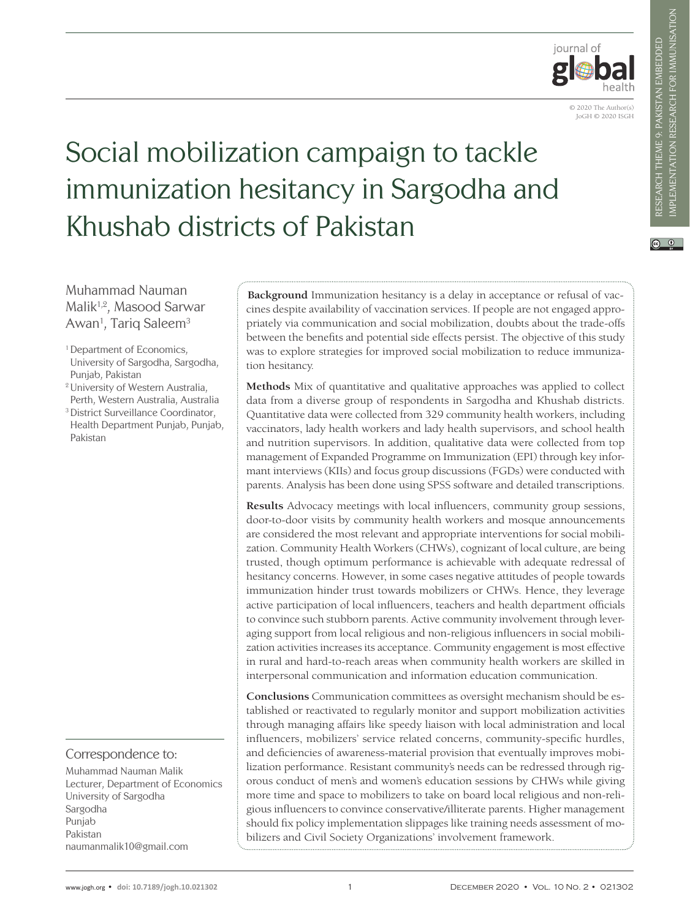# Social mobilization campaign to tackle immunization hesitancy in Sargodha and Khushab districts of Pakistan

Muhammad Nauman Malik[1,2], Masood Sarwar Awan[1], Tariq Saleem[3]

[1] Department of Economics, University of Sargodha, Sargodha, Punjab, Pakistan

[2] University of Western Australia, Perth, Western Australia, Australia

[3] District Surveillance Coordinator, Health Department Punjab, Punjab, Pakistan

**Background** Immunization hesitancy is a delay in acceptance or refusal of vaccines despite availability of vaccination services. If people are not engaged appropriately via communication and social mobilization, doubts about the trade-offs between the benefits and potential side effects persist. The objective of this study was to explore strategies for improved social mobilization to reduce immunization hesitancy.

**Methods** Mix of quantitative and qualitative approaches was applied to collect data from a diverse group of respondents in Sargodha and Khushab districts. Quantitative data were collected from 329 community health workers, including vaccinators, lady health workers and lady health supervisors, and school health and nutrition supervisors. In addition, qualitative data were collected from top management of Expanded Programme on Immunization (EPI) through key informant interviews (KIIs) and focus group discussions (FGDs) were conducted with parents. Analysis has been done using SPSS software and detailed transcriptions.

**Results** Advocacy meetings with local influencers, community group sessions, door-to-door visits by community health workers and mosque announcements are considered the most relevant and appropriate interventions for social mobilization. Community Health Workers (CHWs), cognizant of local culture, are being trusted, though optimum performance is achievable with adequate redressal of hesitancy concerns. However, in some cases negative attitudes of people towards immunization hinder trust towards mobilizers or CHWs. Hence, they leverage active participation of local influencers, teachers and health department officials to convince such stubborn parents. Active community involvement through leveraging support from local religious and non-religious influencers in social mobilization activities increases its acceptance. Community engagement is most effective in rural and hard-to-reach areas when community health workers are skilled in interpersonal communication and information education communication.

**Conclusions** Communication committees as oversight mechanism should be established or reactivated to regularly monitor and support mobilization activities through managing affairs like speedy liaison with local administration and local influencers, mobilizers' service related concerns, community-specific hurdles, and deficiencies of awareness-material provision that eventually improves mobilization performance. Resistant community's needs can be redressed through rigorous conduct of men's and women's education sessions by CHWs while giving more time and space to mobilizers to take on board local religious and non-religious influencers to convince conservative/illiterate parents. Higher management should fix policy implementation slippages like training needs assessment of mobilizers and Civil Society Organizations' involvement framework.

## Correspondence to:

Muhammad Nauman Malik
Lecturer, Department of Economics
University of Sargodha
Sargodha
Punjab
Pakistan
naumanmalik10@gmail.com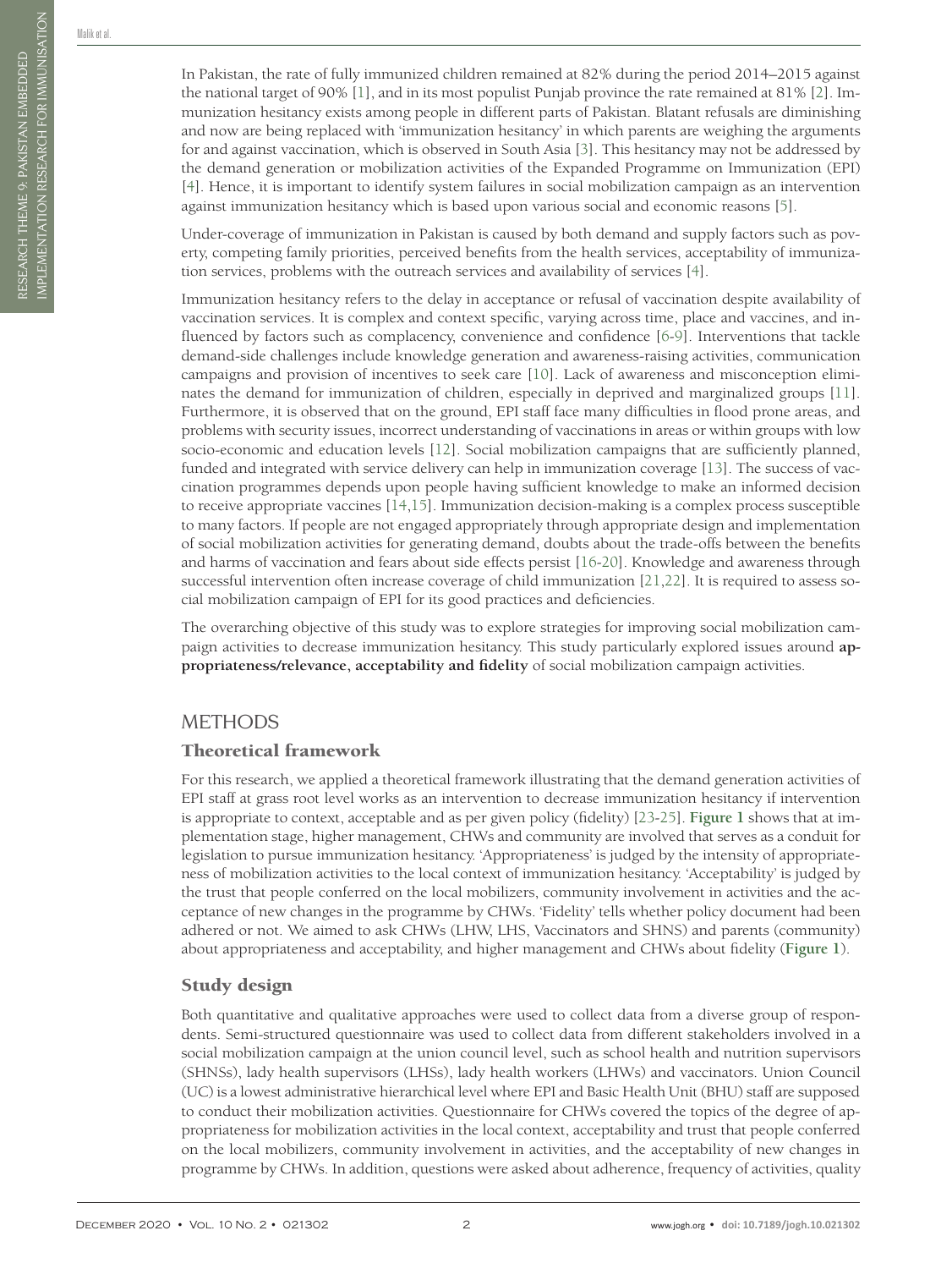In Pakistan, the rate of fully immunized children remained at 82% during the period 2014–2015 against the national target of 90% [1], and in its most populist Punjab province the rate remained at 81% [2]. Immunization hesitancy exists among people in different parts of Pakistan. Blatant refusals are diminishing and now are being replaced with 'immunization hesitancy' in which parents are weighing the arguments for and against vaccination, which is observed in South Asia [3]. This hesitancy may not be addressed by the demand generation or mobilization activities of the Expanded Programme on Immunization (EPI) [4]. Hence, it is important to identify system failures in social mobilization campaign as an intervention against immunization hesitancy which is based upon various social and economic reasons [5].

Under-coverage of immunization in Pakistan is caused by both demand and supply factors such as poverty, competing family priorities, perceived benefits from the health services, acceptability of immunization services, problems with the outreach services and availability of services [4].

Immunization hesitancy refers to the delay in acceptance or refusal of vaccination despite availability of vaccination services. It is complex and context specific, varying across time, place and vaccines, and influenced by factors such as complacency, convenience and confidence [6-9]. Interventions that tackle demand-side challenges include knowledge generation and awareness-raising activities, communication campaigns and provision of incentives to seek care [10]. Lack of awareness and misconception eliminates the demand for immunization of children, especially in deprived and marginalized groups [11]. Furthermore, it is observed that on the ground, EPI staff face many difficulties in flood prone areas, and problems with security issues, incorrect understanding of vaccinations in areas or within groups with low socio-economic and education levels [12]. Social mobilization campaigns that are sufficiently planned, funded and integrated with service delivery can help in immunization coverage [13]. The success of vaccination programmes depends upon people having sufficient knowledge to make an informed decision to receive appropriate vaccines [14,15]. Immunization decision-making is a complex process susceptible to many factors. If people are not engaged appropriately through appropriate design and implementation of social mobilization activities for generating demand, doubts about the trade-offs between the benefits and harms of vaccination and fears about side effects persist [16-20]. Knowledge and awareness through successful intervention often increase coverage of child immunization [21,22]. It is required to assess social mobilization campaign of EPI for its good practices and deficiencies.

The overarching objective of this study was to explore strategies for improving social mobilization campaign activities to decrease immunization hesitancy. This study particularly explored issues around **appropriateness/relevance, acceptability and fidelity** of social mobilization campaign activities.

## METHODS

### Theoretical framework

For this research, we applied a theoretical framework illustrating that the demand generation activities of EPI staff at grass root level works as an intervention to decrease immunization hesitancy if intervention is appropriate to context, acceptable and as per given policy (fidelity) [23-25]. **Figure 1** shows that at implementation stage, higher management, CHWs and community are involved that serves as a conduit for legislation to pursue immunization hesitancy. 'Appropriateness' is judged by the intensity of appropriateness of mobilization activities to the local context of immunization hesitancy. 'Acceptability' is judged by the trust that people conferred on the local mobilizers, community involvement in activities and the acceptance of new changes in the programme by CHWs. 'Fidelity' tells whether policy document had been adhered or not. We aimed to ask CHWs (LHW, LHS, Vaccinators and SHNS) and parents (community) about appropriateness and acceptability, and higher management and CHWs about fidelity (**Figure 1**).

### Study design

Both quantitative and qualitative approaches were used to collect data from a diverse group of respondents. Semi-structured questionnaire was used to collect data from different stakeholders involved in a social mobilization campaign at the union council level, such as school health and nutrition supervisors (SHNSs), lady health supervisors (LHSs), lady health workers (LHWs) and vaccinators. Union Council (UC) is a lowest administrative hierarchical level where EPI and Basic Health Unit (BHU) staff are supposed to conduct their mobilization activities. Questionnaire for CHWs covered the topics of the degree of appropriateness for mobilization activities in the local context, acceptability and trust that people conferred on the local mobilizers, community involvement in activities, and the acceptability of new changes in programme by CHWs. In addition, questions were asked about adherence, frequency of activities, quality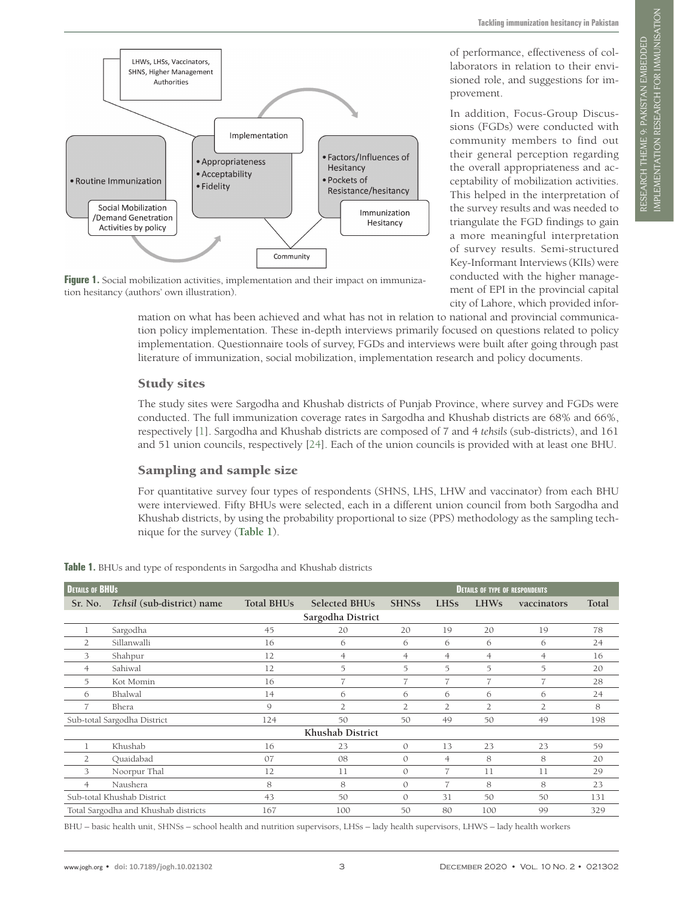Figure 1. Social mobilization activities, implementation and their impact on immunization hesitancy (authors' own illustration).

of performance, effectiveness of collaborators in relation to their envisioned role, and suggestions for improvement.

In addition, Focus-Group Discussions (FGDs) were conducted with community members to find out their general perception regarding the overall appropriateness and acceptability of mobilization activities. This helped in the interpretation of the survey results and was needed to triangulate the FGD findings to gain a more meaningful interpretation of survey results. Semi-structured Key-Informant Interviews (KIIs) were conducted with the higher management of EPI in the provincial capital city of Lahore, which provided information on what has been achieved and what has not in relation to national and provincial communication policy implementation. These in-depth interviews primarily focused on questions related to policy implementation. Questionnaire tools of survey, FGDs and interviews were built after going through past literature of immunization, social mobilization, implementation research and policy documents.

## Study sites

The study sites were Sargodha and Khushab districts of Punjab Province, where survey and FGDs were conducted. The full immunization coverage rates in Sargodha and Khushab districts are 68% and 66%, respectively [1]. Sargodha and Khushab districts are composed of 7 and 4 *tehsils* (sub-districts), and 161 and 51 union councils, respectively [24]. Each of the union councils is provided with at least one BHU.

## Sampling and sample size

For quantitative survey four types of respondents (SHNS, LHS, LHW and vaccinator) from each BHU were interviewed. Fifty BHUs were selected, each in a different union council from both Sargodha and Khushab districts, by using the probability proportional to size (PPS) methodology as the sampling technique for the survey (**Table 1**).

**Table 1.** BHUs and type of respondents in Sargodha and Khushab districts

| Details of BHUs | | | | Details of type of respondents | | | | |
|---|---|---|---|---|---|---|---|---|
| Sr. No. | *Tehsil* (sub-district) name | Total BHUs | Selected BHUs | SHNSs | LHSs | LHWs | vaccinators | Total |
| | **Sargodha District** | | | | | | | |
| 1 | Sargodha | 45 | 20 | 20 | 19 | 20 | 19 | 78 |
| 2 | Sillanwalli | 16 | 6 | 6 | 6 | 6 | 6 | 24 |
| 3 | Shahpur | 12 | 4 | 4 | 4 | 4 | 4 | 16 |
| 4 | Sahiwal | 12 | 5 | 5 | 5 | 5 | 5 | 20 |
| 5 | Kot Momin | 16 | 7 | 7 | 7 | 7 | 7 | 28 |
| 6 | Bhalwal | 14 | 6 | 6 | 6 | 6 | 6 | 24 |
| 7 | Bhera | 9 | 2 | 2 | 2 | 2 | 2 | 8 |
| Sub-total Sargodha District | | 124 | 50 | 50 | 49 | 50 | 49 | 198 |
| | **Khushab District** | | | | | | | |
| 1 | Khushab | 16 | 23 | 0 | 13 | 23 | 23 | 59 |
| 2 | Quaidabad | 07 | 08 | 0 | 4 | 8 | 8 | 20 |
| 3 | Noorpur Thal | 12 | 11 | 0 | 7 | 11 | 11 | 29 |
| 4 | Naushera | 8 | 8 | 0 | 7 | 8 | 8 | 23 |
| Sub-total Khushab District | | 43 | 50 | 0 | 31 | 50 | 50 | 131 |
| Total Sargodha and Khushab districts | | 167 | 100 | 50 | 80 | 100 | 99 | 329 |

BHU – basic health unit, SHNSs – school health and nutrition supervisors, LHSs – lady health supervisors, LHWS – lady health workers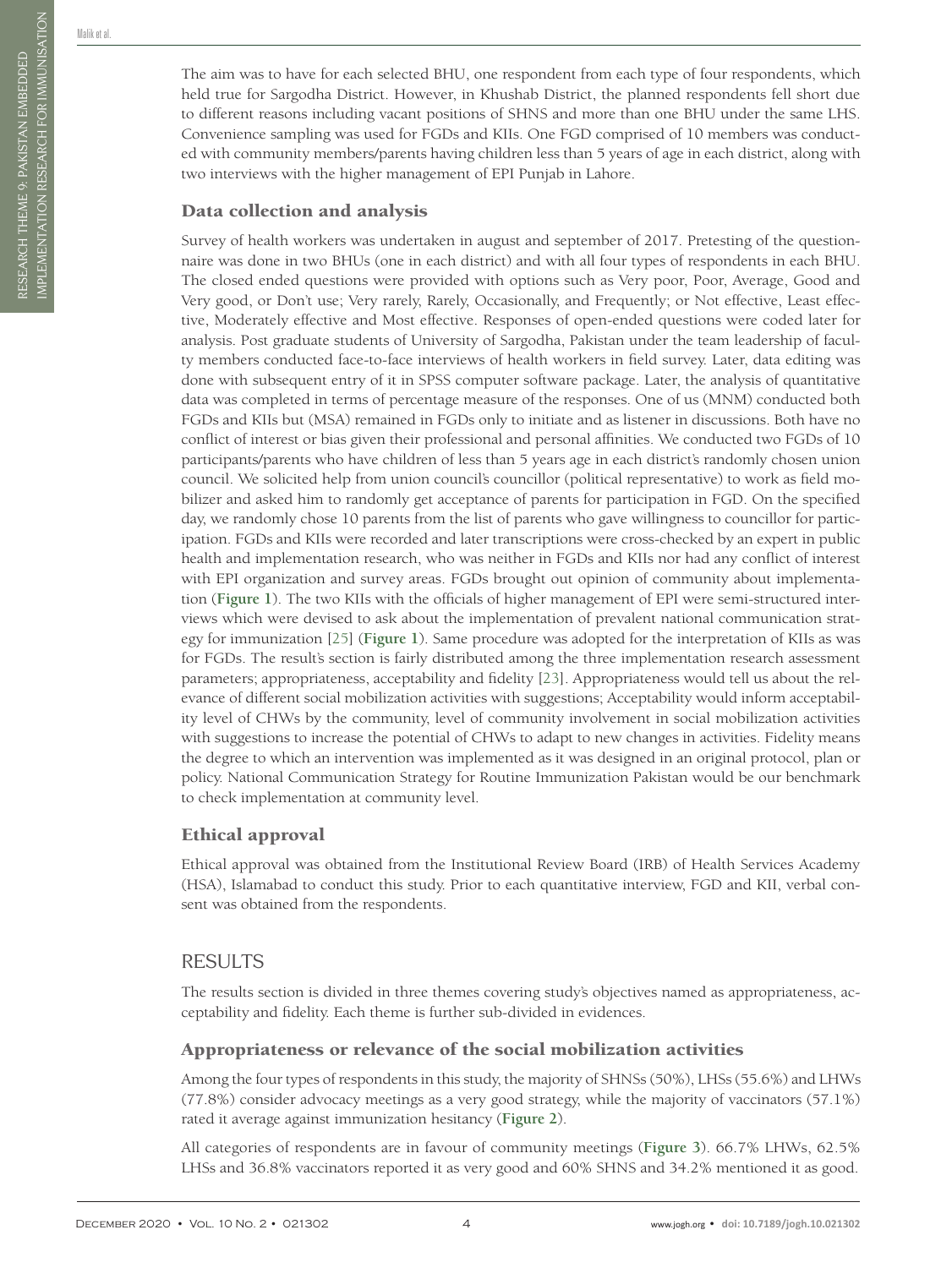The aim was to have for each selected BHU, one respondent from each type of four respondents, which held true for Sargodha District. However, in Khushab District, the planned respondents fell short due to different reasons including vacant positions of SHNS and more than one BHU under the same LHS. Convenience sampling was used for FGDs and KIIs. One FGD comprised of 10 members was conducted with community members/parents having children less than 5 years of age in each district, along with two interviews with the higher management of EPI Punjab in Lahore.

## Data collection and analysis

Survey of health workers was undertaken in august and september of 2017. Pretesting of the questionnaire was done in two BHUs (one in each district) and with all four types of respondents in each BHU. The closed ended questions were provided with options such as Very poor, Poor, Average, Good and Very good, or Don't use; Very rarely, Rarely, Occasionally, and Frequently; or Not effective, Least effective, Moderately effective and Most effective. Responses of open-ended questions were coded later for analysis. Post graduate students of University of Sargodha, Pakistan under the team leadership of faculty members conducted face-to-face interviews of health workers in field survey. Later, data editing was done with subsequent entry of it in SPSS computer software package. Later, the analysis of quantitative data was completed in terms of percentage measure of the responses. One of us (MNM) conducted both FGDs and KIIs but (MSA) remained in FGDs only to initiate and as listener in discussions. Both have no conflict of interest or bias given their professional and personal affinities. We conducted two FGDs of 10 participants/parents who have children of less than 5 years age in each district's randomly chosen union council. We solicited help from union council's councillor (political representative) to work as field mobilizer and asked him to randomly get acceptance of parents for participation in FGD. On the specified day, we randomly chose 10 parents from the list of parents who gave willingness to councillor for participation. FGDs and KIIs were recorded and later transcriptions were cross-checked by an expert in public health and implementation research, who was neither in FGDs and KIIs nor had any conflict of interest with EPI organization and survey areas. FGDs brought out opinion of community about implementation (**Figure 1**). The two KIIs with the officials of higher management of EPI were semi-structured interviews which were devised to ask about the implementation of prevalent national communication strategy for immunization [25] (**Figure 1**). Same procedure was adopted for the interpretation of KIIs as was for FGDs. The result's section is fairly distributed among the three implementation research assessment parameters; appropriateness, acceptability and fidelity [23]. Appropriateness would tell us about the relevance of different social mobilization activities with suggestions; Acceptability would inform acceptability level of CHWs by the community, level of community involvement in social mobilization activities with suggestions to increase the potential of CHWs to adapt to new changes in activities. Fidelity means the degree to which an intervention was implemented as it was designed in an original protocol, plan or policy. National Communication Strategy for Routine Immunization Pakistan would be our benchmark to check implementation at community level.

## Ethical approval

Ethical approval was obtained from the Institutional Review Board (IRB) of Health Services Academy (HSA), Islamabad to conduct this study. Prior to each quantitative interview, FGD and KII, verbal consent was obtained from the respondents.

# RESULTS

The results section is divided in three themes covering study's objectives named as appropriateness, acceptability and fidelity. Each theme is further sub-divided in evidences.

## Appropriateness or relevance of the social mobilization activities

Among the four types of respondents in this study, the majority of SHNSs (50%), LHSs (55.6%) and LHWs (77.8%) consider advocacy meetings as a very good strategy, while the majority of vaccinators (57.1%) rated it average against immunization hesitancy (**Figure 2**).

All categories of respondents are in favour of community meetings (**Figure 3**). 66.7% LHWs, 62.5% LHSs and 36.8% vaccinators reported it as very good and 60% SHNS and 34.2% mentioned it as good.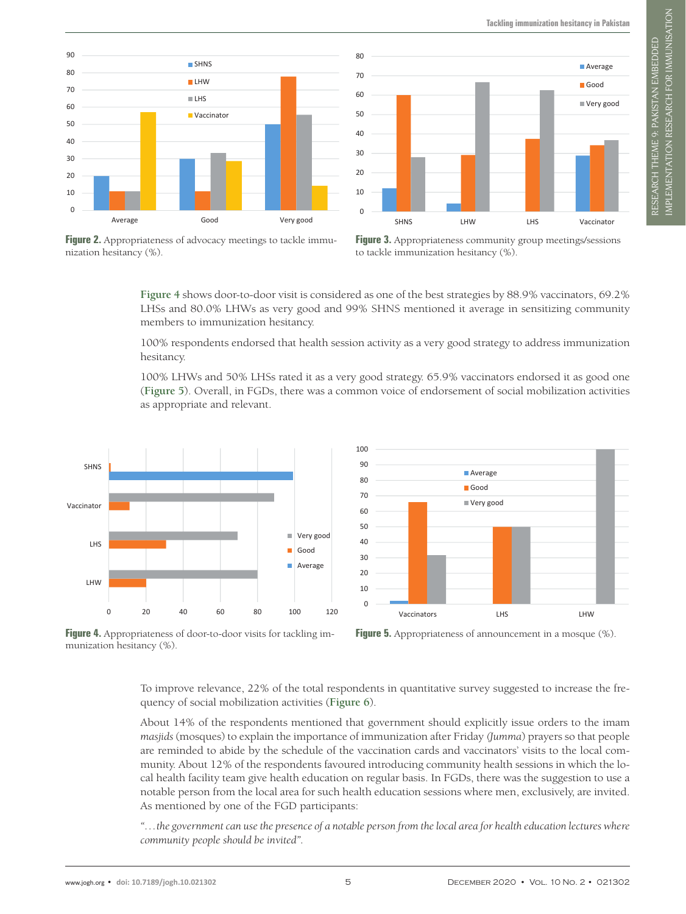**Figure 2.** Appropriateness of advocacy meetings to tackle immunization hesitancy (%).

**Figure 3.** Appropriateness community group meetings/sessions to tackle immunization hesitancy (%).

Figure 4 shows door-to-door visit is considered as one of the best strategies by 88.9% vaccinators, 69.2% LHSs and 80.0% LHWs as very good and 99% SHNS mentioned it average in sensitizing community members to immunization hesitancy.

100% respondents endorsed that health session activity as a very good strategy to address immunization hesitancy.

100% LHWs and 50% LHSs rated it as a very good strategy. 65.9% vaccinators endorsed it as good one (Figure 5). Overall, in FGDs, there was a common voice of endorsement of social mobilization activities as appropriate and relevant.

**Figure 4.** Appropriateness of door-to-door visits for tackling immunization hesitancy (%).

**Figure 5.** Appropriateness of announcement in a mosque (%).

To improve relevance, 22% of the total respondents in quantitative survey suggested to increase the frequency of social mobilization activities (Figure 6).

About 14% of the respondents mentioned that government should explicitly issue orders to the imam *masjids* (mosques) to explain the importance of immunization after Friday (*Jumma*) prayers so that people are reminded to abide by the schedule of the vaccination cards and vaccinators' visits to the local community. About 12% of the respondents favoured introducing community health sessions in which the local health facility team give health education on regular basis. In FGDs, there was the suggestion to use a notable person from the local area for such health education sessions where men, exclusively, are invited. As mentioned by one of the FGD participants:

*"…the government can use the presence of a notable person from the local area for health education lectures where community people should be invited".*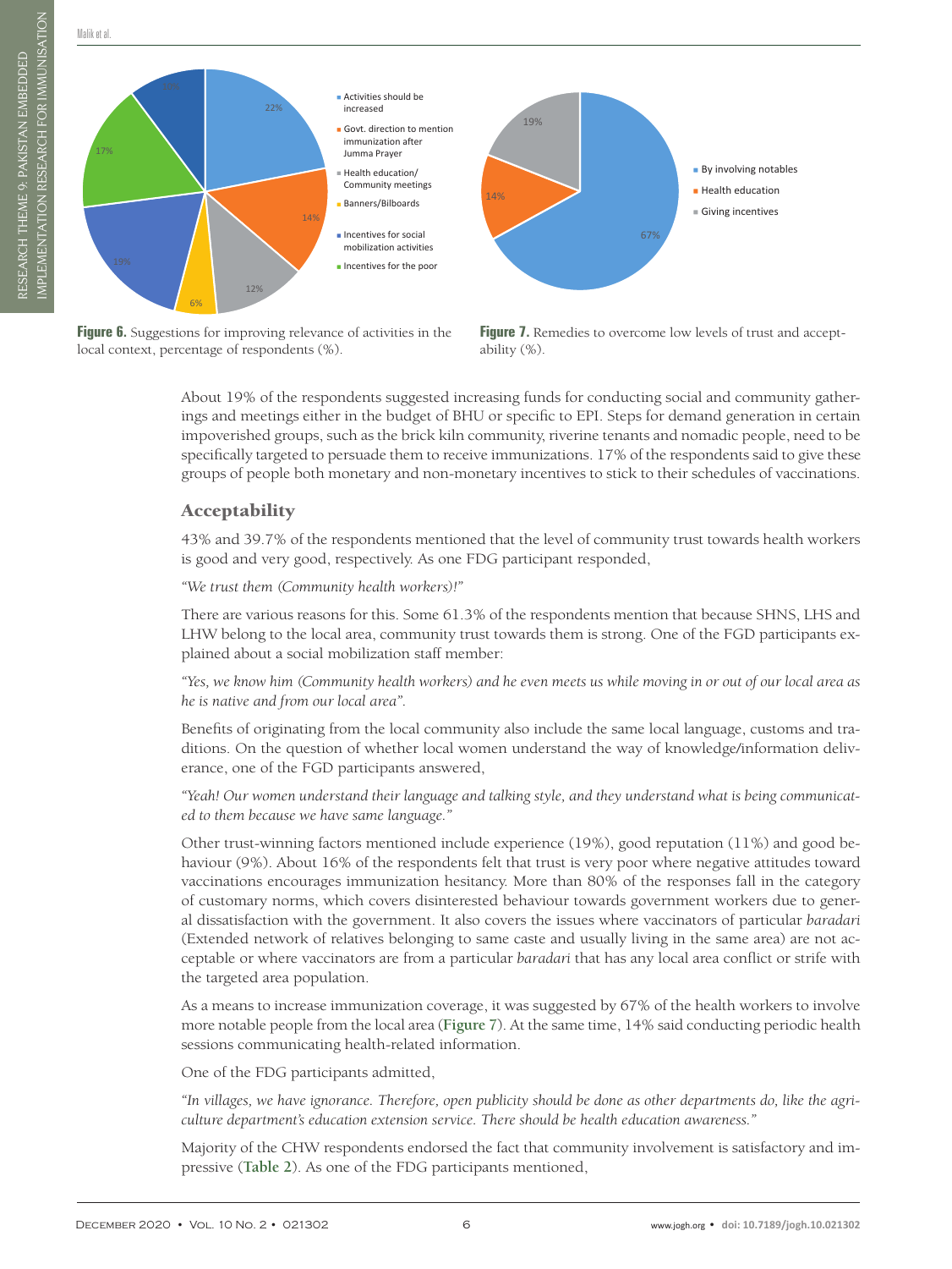Figure 6. Suggestions for improving relevance of activities in the local context, percentage of respondents (%).

Figure 7. Remedies to overcome low levels of trust and acceptability (%).

About 19% of the respondents suggested increasing funds for conducting social and community gatherings and meetings either in the budget of BHU or specific to EPI. Steps for demand generation in certain impoverished groups, such as the brick kiln community, riverine tenants and nomadic people, need to be specifically targeted to persuade them to receive immunizations. 17% of the respondents said to give these groups of people both monetary and non-monetary incentives to stick to their schedules of vaccinations.

## Acceptability

43% and 39.7% of the respondents mentioned that the level of community trust towards health workers is good and very good, respectively. As one FDG participant responded,

*"We trust them (Community health workers)!"*

There are various reasons for this. Some 61.3% of the respondents mention that because SHNS, LHS and LHW belong to the local area, community trust towards them is strong. One of the FGD participants explained about a social mobilization staff member:

*"Yes, we know him (Community health workers) and he even meets us while moving in or out of our local area as he is native and from our local area".*

Benefits of originating from the local community also include the same local language, customs and traditions. On the question of whether local women understand the way of knowledge/information deliverance, one of the FGD participants answered,

*"Yeah! Our women understand their language and talking style, and they understand what is being communicated to them because we have same language."*

Other trust-winning factors mentioned include experience (19%), good reputation (11%) and good behaviour (9%). About 16% of the respondents felt that trust is very poor where negative attitudes toward vaccinations encourages immunization hesitancy. More than 80% of the responses fall in the category of customary norms, which covers disinterested behaviour towards government workers due to general dissatisfaction with the government. It also covers the issues where vaccinators of particular *baradari* (Extended network of relatives belonging to same caste and usually living in the same area) are not acceptable or where vaccinators are from a particular *baradari* that has any local area conflict or strife with the targeted area population.

As a means to increase immunization coverage, it was suggested by 67% of the health workers to involve more notable people from the local area (**Figure 7**). At the same time, 14% said conducting periodic health sessions communicating health-related information.

One of the FDG participants admitted,

*"In villages, we have ignorance. Therefore, open publicity should be done as other departments do, like the agriculture department's education extension service. There should be health education awareness."*

Majority of the CHW respondents endorsed the fact that community involvement is satisfactory and impressive (**Table 2**). As one of the FDG participants mentioned,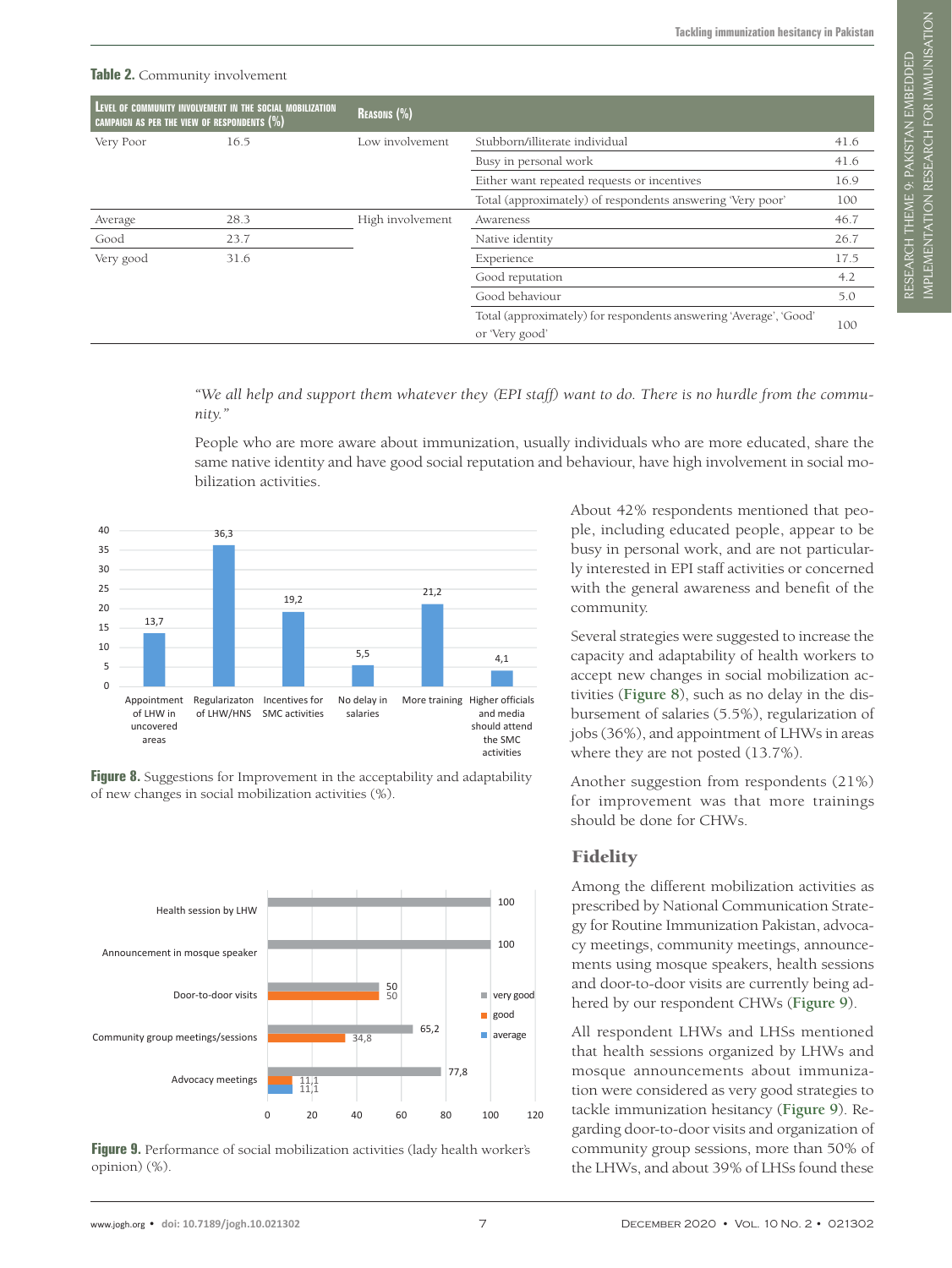**Table 2.** Community involvement

| Level of community involvement in the social mobilization campaign as per the view of respondents (%) | | Reasons (%) | | |
|---|---|---|---|---|
| Very Poor | 16.5 | Low involvement | Stubborn/illiterate individual | 41.6 |
| | | | Busy in personal work | 41.6 |
| | | | Either want repeated requests or incentives | 16.9 |
| | | | Total (approximately) of respondents answering 'Very poor' | 100 |
| Average | 28.3 | High involvement | Awareness | 46.7 |
| Good | 23.7 | | Native identity | 26.7 |
| Very good | 31.6 | | Experience | 17.5 |
| | | | Good reputation | 4.2 |
| | | | Good behaviour | 5.0 |
| | | | Total (approximately) for respondents answering 'Average', 'Good' or 'Very good' | 100 |

*"We all help and support them whatever they (EPI staff) want to do. There is no hurdle from the community."*

People who are more aware about immunization, usually individuals who are more educated, share the same native identity and have good social reputation and behaviour, have high involvement in social mobilization activities.

**Figure 8.** Suggestions for Improvement in the acceptability and adaptability of new changes in social mobilization activities (%).

About 42% respondents mentioned that people, including educated people, appear to be busy in personal work, and are not particularly interested in EPI staff activities or concerned with the general awareness and benefit of the community.

Several strategies were suggested to increase the capacity and adaptability of health workers to accept new changes in social mobilization activities (**Figure 8**), such as no delay in the disbursement of salaries (5.5%), regularization of jobs (36%), and appointment of LHWs in areas where they are not posted (13.7%).

Another suggestion from respondents (21%) for improvement was that more trainings should be done for CHWs.

**Figure 9.** Performance of social mobilization activities (lady health worker's opinion) (%).

## Fidelity

Among the different mobilization activities as prescribed by National Communication Strategy for Routine Immunization Pakistan, advocacy meetings, community meetings, announcements using mosque speakers, health sessions and door-to-door visits are currently being adhered by our respondent CHWs (**Figure 9**).

All respondent LHWs and LHSs mentioned that health sessions organized by LHWs and mosque announcements about immunization were considered as very good strategies to tackle immunization hesitancy (**Figure 9**). Regarding door-to-door visits and organization of community group sessions, more than 50% of the LHWs, and about 39% of LHSs found these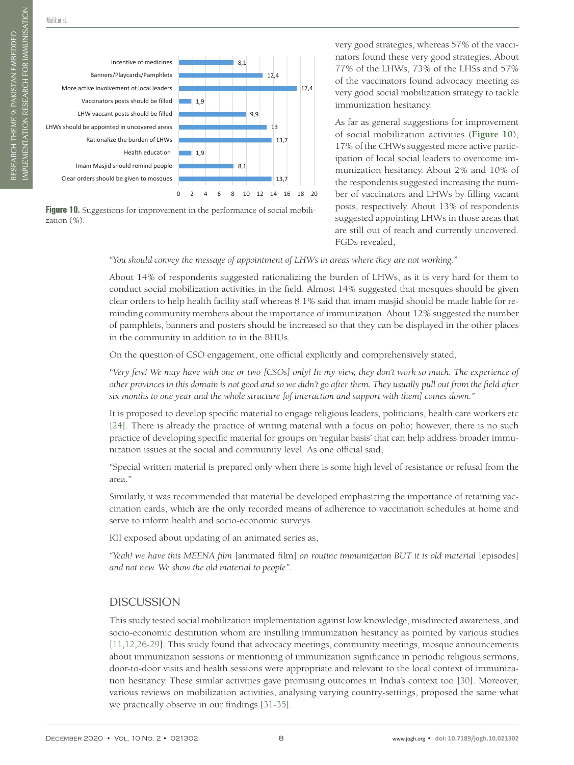| Suggestion | % |
|---|---|
| Incentive of medicines | 8,1 |
| Banners/Playcards/Pamphlets | 12,4 |
| More active involvement of local leaders | 17,4 |
| Vaccinators posts should be filled | 1,9 |
| LHW vaccant posts should be filled | 9,9 |
| LHWs should be appointed in uncovered areas | 13 |
| Rationalize the burden of LHWs | 13,7 |
| Health education | 1,9 |
| Imam Masjid should remind people | 8,1 |
| Clear orders should be given to mosques | 13,7 |

**Figure 10.** Suggestions for improvement in the performance of social mobilization (%).

very good strategies, whereas 57% of the vaccinators found these very good strategies. About 77% of the LHWs, 73% of the LHSs and 57% of the vaccinators found advocacy meeting as very good social mobilization strategy to tackle immunization hesitancy.

As far as general suggestions for improvement of social mobilization activities (**Figure 10**), 17% of the CHWs suggested more active participation of local social leaders to overcome immunization hesitancy. About 2% and 10% of the respondents suggested increasing the number of vaccinators and LHWs by filling vacant posts, respectively. About 13% of respondents suggested appointing LHWs in those areas that are still out of reach and currently uncovered. FGDs revealed,

*"You should convey the message of appointment of LHWs in areas where they are not working."*

About 14% of respondents suggested rationalizing the burden of LHWs, as it is very hard for them to conduct social mobilization activities in the field. Almost 14% suggested that mosques should be given clear orders to help health facility staff whereas 8.1% said that imam masjid should be made liable for reminding community members about the importance of immunization. About 12% suggested the number of pamphlets, banners and posters should be increased so that they can be displayed in the other places in the community in addition to in the BHUs.

On the question of CSO engagement, one official explicitly and comprehensively stated,

*"Very few! We may have with one or two [CSOs] only! In my view, they don't work so much. The experience of other provinces in this domain is not good and so we didn't go after them. They usually pull out from the field after six months to one year and the whole structure [of interaction and support with them] comes down."*

It is proposed to develop specific material to engage religious leaders, politicians, health care workers etc [24]. There is already the practice of writing material with a focus on polio; however, there is no such practice of developing specific material for groups on 'regular basis' that can help address broader immunization issues at the social and community level. As one official said,

"Special written material is prepared only when there is some high level of resistance or refusal from the area."

Similarly, it was recommended that material be developed emphasizing the importance of retaining vaccination cards, which are the only recorded means of adherence to vaccination schedules at home and serve to inform health and socio-economic surveys.

KII exposed about updating of an animated series as,

*"Yeah! we have this MEENA film* [animated film] *on routine immunization BUT it is old material* [episodes] *and not new. We show the old material to people".*

## DISCUSSION

This study tested social mobilization implementation against low knowledge, misdirected awareness, and socio-economic destitution whom are instilling immunization hesitancy as pointed by various studies [11,12,26-29]. This study found that advocacy meetings, community meetings, mosque announcements about immunization sessions or mentioning of immunization significance in periodic religious sermons, door-to-door visits and health sessions were appropriate and relevant to the local context of immunization hesitancy. These similar activities gave promising outcomes in India's context too [30]. Moreover, various reviews on mobilization activities, analysing varying country-settings, proposed the same what we practically observe in our findings [31-35].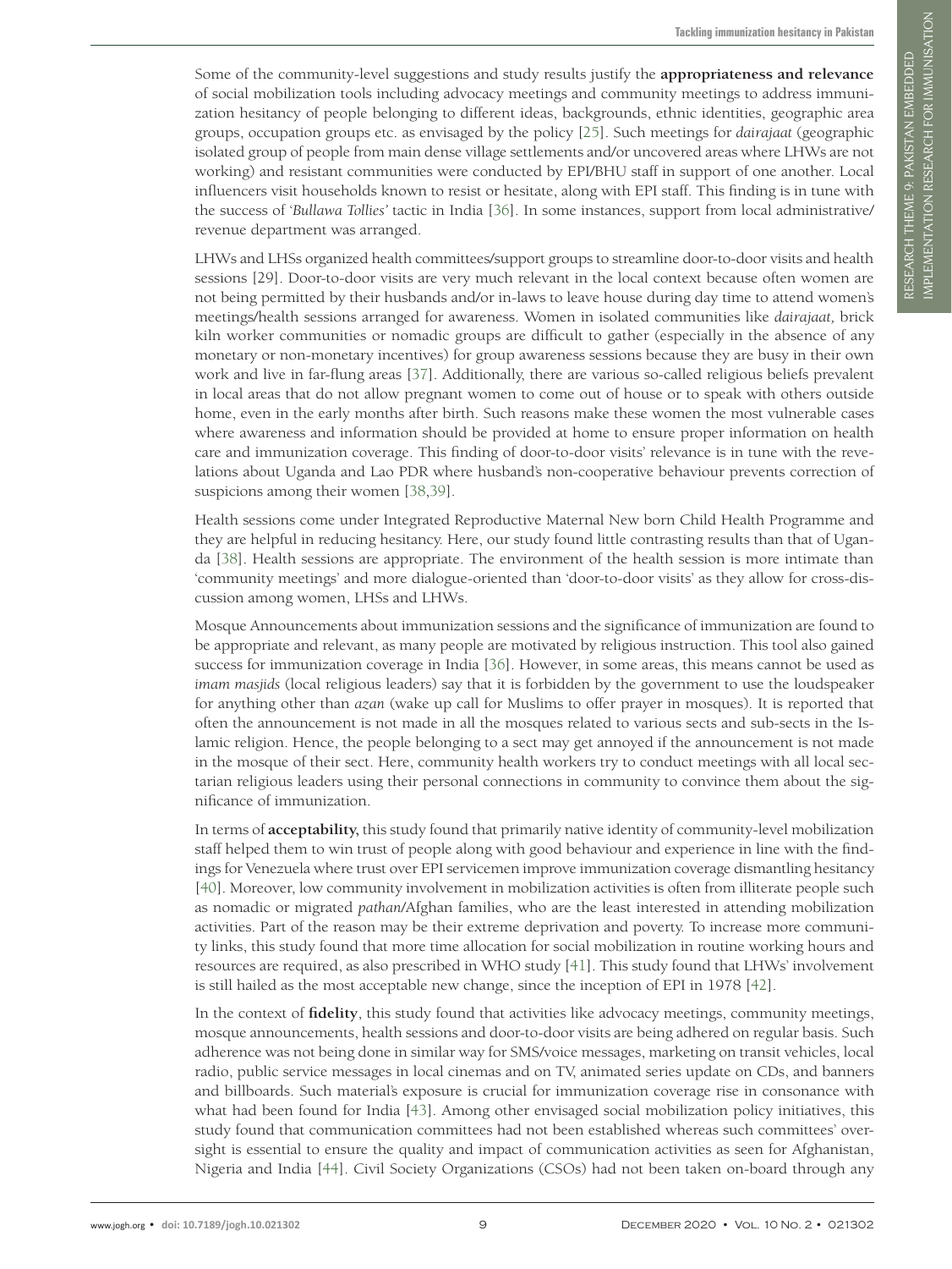Some of the community-level suggestions and study results justify the **appropriateness and relevance** of social mobilization tools including advocacy meetings and community meetings to address immunization hesitancy of people belonging to different ideas, backgrounds, ethnic identities, geographic area groups, occupation groups etc. as envisaged by the policy [25]. Such meetings for *dairajaat* (geographic isolated group of people from main dense village settlements and/or uncovered areas where LHWs are not working) and resistant communities were conducted by EPI/BHU staff in support of one another. Local influencers visit households known to resist or hesitate, along with EPI staff. This finding is in tune with the success of '*Bullawa Tollies*' tactic in India [36]. In some instances, support from local administrative/revenue department was arranged.

LHWs and LHSs organized health committees/support groups to streamline door-to-door visits and health sessions [29]. Door-to-door visits are very much relevant in the local context because often women are not being permitted by their husbands and/or in-laws to leave house during day time to attend women's meetings/health sessions arranged for awareness. Women in isolated communities like *dairajaat,* brick kiln worker communities or nomadic groups are difficult to gather (especially in the absence of any monetary or non-monetary incentives) for group awareness sessions because they are busy in their own work and live in far-flung areas [37]. Additionally, there are various so-called religious beliefs prevalent in local areas that do not allow pregnant women to come out of house or to speak with others outside home, even in the early months after birth. Such reasons make these women the most vulnerable cases where awareness and information should be provided at home to ensure proper information on health care and immunization coverage. This finding of door-to-door visits' relevance is in tune with the revelations about Uganda and Lao PDR where husband's non-cooperative behaviour prevents correction of suspicions among their women [38,39].

Health sessions come under Integrated Reproductive Maternal New born Child Health Programme and they are helpful in reducing hesitancy. Here, our study found little contrasting results than that of Uganda [38]. Health sessions are appropriate. The environment of the health session is more intimate than 'community meetings' and more dialogue-oriented than 'door-to-door visits' as they allow for cross-discussion among women, LHSs and LHWs.

Mosque Announcements about immunization sessions and the significance of immunization are found to be appropriate and relevant, as many people are motivated by religious instruction. This tool also gained success for immunization coverage in India [36]. However, in some areas, this means cannot be used as *imam masjids* (local religious leaders) say that it is forbidden by the government to use the loudspeaker for anything other than *azan* (wake up call for Muslims to offer prayer in mosques). It is reported that often the announcement is not made in all the mosques related to various sects and sub-sects in the Islamic religion. Hence, the people belonging to a sect may get annoyed if the announcement is not made in the mosque of their sect. Here, community health workers try to conduct meetings with all local sectarian religious leaders using their personal connections in community to convince them about the significance of immunization.

In terms of **acceptability,** this study found that primarily native identity of community-level mobilization staff helped them to win trust of people along with good behaviour and experience in line with the findings for Venezuela where trust over EPI servicemen improve immunization coverage dismantling hesitancy [40]. Moreover, low community involvement in mobilization activities is often from illiterate people such as nomadic or migrated *pathan*/Afghan families, who are the least interested in attending mobilization activities. Part of the reason may be their extreme deprivation and poverty. To increase more community links, this study found that more time allocation for social mobilization in routine working hours and resources are required, as also prescribed in WHO study [41]. This study found that LHWs' involvement is still hailed as the most acceptable new change, since the inception of EPI in 1978 [42].

In the context of **fidelity**, this study found that activities like advocacy meetings, community meetings, mosque announcements, health sessions and door-to-door visits are being adhered on regular basis. Such adherence was not being done in similar way for SMS/voice messages, marketing on transit vehicles, local radio, public service messages in local cinemas and on TV, animated series update on CDs, and banners and billboards. Such material's exposure is crucial for immunization coverage rise in consonance with what had been found for India [43]. Among other envisaged social mobilization policy initiatives, this study found that communication committees had not been established whereas such committees' oversight is essential to ensure the quality and impact of communication activities as seen for Afghanistan, Nigeria and India [44]. Civil Society Organizations (CSOs) had not been taken on-board through any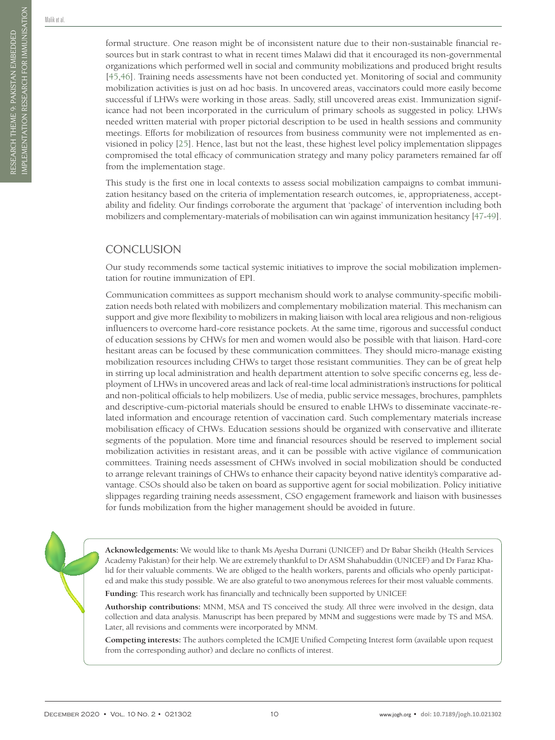formal structure. One reason might be of inconsistent nature due to their non-sustainable financial resources but in stark contrast to what in recent times Malawi did that it encouraged its non-governmental organizations which performed well in social and community mobilizations and produced bright results [45,46]. Training needs assessments have not been conducted yet. Monitoring of social and community mobilization activities is just on ad hoc basis. In uncovered areas, vaccinators could more easily become successful if LHWs were working in those areas. Sadly, still uncovered areas exist. Immunization significance had not been incorporated in the curriculum of primary schools as suggested in policy. LHWs needed written material with proper pictorial description to be used in health sessions and community meetings. Efforts for mobilization of resources from business community were not implemented as envisioned in policy [25]. Hence, last but not the least, these highest level policy implementation slippages compromised the total efficacy of communication strategy and many policy parameters remained far off from the implementation stage.

This study is the first one in local contexts to assess social mobilization campaigns to combat immunization hesitancy based on the criteria of implementation research outcomes, ie, appropriateness, acceptability and fidelity. Our findings corroborate the argument that 'package' of intervention including both mobilizers and complementary-materials of mobilisation can win against immunization hesitancy [47-49].

## CONCLUSION

Our study recommends some tactical systemic initiatives to improve the social mobilization implementation for routine immunization of EPI.

Communication committees as support mechanism should work to analyse community-specific mobilization needs both related with mobilizers and complementary mobilization material. This mechanism can support and give more flexibility to mobilizers in making liaison with local area religious and non-religious influencers to overcome hard-core resistance pockets. At the same time, rigorous and successful conduct of education sessions by CHWs for men and women would also be possible with that liaison. Hard-core hesitant areas can be focused by these communication committees. They should micro-manage existing mobilization resources including CHWs to target those resistant communities. They can be of great help in stirring up local administration and health department attention to solve specific concerns eg, less deployment of LHWs in uncovered areas and lack of real-time local administration's instructions for political and non-political officials to help mobilizers. Use of media, public service messages, brochures, pamphlets and descriptive-cum-pictorial materials should be ensured to enable LHWs to disseminate vaccinate-related information and encourage retention of vaccination card. Such complementary materials increase mobilisation efficacy of CHWs. Education sessions should be organized with conservative and illiterate segments of the population. More time and financial resources should be reserved to implement social mobilization activities in resistant areas, and it can be possible with active vigilance of communication committees. Training needs assessment of CHWs involved in social mobilization should be conducted to arrange relevant trainings of CHWs to enhance their capacity beyond native identity's comparative advantage. CSOs should also be taken on board as supportive agent for social mobilization. Policy initiative slippages regarding training needs assessment, CSO engagement framework and liaison with businesses for funds mobilization from the higher management should be avoided in future.

**Acknowledgements:** We would like to thank Ms Ayesha Durrani (UNICEF) and Dr Babar Sheikh (Health Services Academy Pakistan) for their help. We are extremely thankful to Dr ASM Shahabuddin (UNICEF) and Dr Faraz Khalid for their valuable comments. We are obliged to the health workers, parents and officials who openly participated and make this study possible. We are also grateful to two anonymous referees for their most valuable comments.

**Funding:** This research work has financially and technically been supported by UNICEF.

**Authorship contributions:** MNM, MSA and TS conceived the study. All three were involved in the design, data collection and data analysis. Manuscript has been prepared by MNM and suggestions were made by TS and MSA. Later, all revisions and comments were incorporated by MNM.

**Competing interests:** The authors completed the ICMJE Unified Competing Interest form (available upon request from the corresponding author) and declare no conflicts of interest.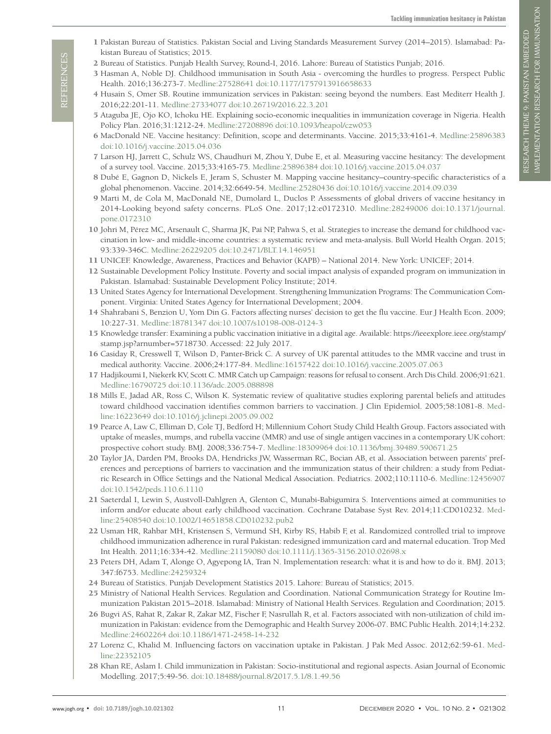## REFERENCES

1. Pakistan Bureau of Statistics. Pakistan Social and Living Standards Measurement Survey (2014–2015). Islamabad: Pakistan Bureau of Statistics; 2015.
2. Bureau of Statistics. Punjab Health Survey, Round-I, 2016. Lahore: Bureau of Statistics Punjab; 2016.
3. Hasman A, Noble DJ. Childhood immunisation in South Asia - overcoming the hurdles to progress. Perspect Public Health. 2016;136:273-7. Medline:27528641 doi:10.1177/1757913916658633
4. Husain S, Omer SB. Routine immunization services in Pakistan: seeing beyond the numbers. East Mediterr Health J. 2016;22:201-11. Medline:27334077 doi:10.26719/2016.22.3.201
5. Ataguba JE, Ojo KO, Ichoku HE. Explaining socio-economic inequalities in immunization coverage in Nigeria. Health Policy Plan. 2016;31:1212-24. Medline:27208896 doi:10.1093/heapol/czw053
6. MacDonald NE. Vaccine hesitancy: Definition, scope and determinants. Vaccine. 2015;33:4161-4. Medline:25896383 doi:10.1016/j.vaccine.2015.04.036
7. Larson HJ, Jarrett C, Schulz WS, Chaudhuri M, Zhou Y, Dube E, et al. Measuring vaccine hesitancy: The development of a survey tool. Vaccine. 2015;33:4165-75. Medline:25896384 doi:10.1016/j.vaccine.2015.04.037
8. Dubé E, Gagnon D, Nickels E, Jeram S, Schuster M. Mapping vaccine hesitancy–country-specific characteristics of a global phenomenon. Vaccine. 2014;32:6649-54. Medline:25280436 doi:10.1016/j.vaccine.2014.09.039
9. Marti M, de Cola M, MacDonald NE, Dumolard L, Duclos P. Assessments of global drivers of vaccine hesitancy in 2014-Looking beyond safety concerns. PLoS One. 2017;12:e0172310. Medline:28249006 doi:10.1371/journal.pone.0172310
10. Johri M, Pérez MC, Arsenault C, Sharma JK, Pai NP, Pahwa S, et al. Strategies to increase the demand for childhood vaccination in low- and middle-income countries: a systematic review and meta-analysis. Bull World Health Organ. 2015; 93:339-346C. Medline:26229205 doi:10.2471/BLT.14.146951
11. UNICEF. Knowledge, Awareness, Practices and Behavior (KAPB) – National 2014. New York: UNICEF; 2014.
12. Sustainable Development Policy Institute. Poverty and social impact analysis of expanded program on immunization in Pakistan. Islamabad: Sustainable Development Policy Institute; 2014.
13. United States Agency for International Development. Strengthening Immunization Programs: The Communication Component. Virginia: United States Agency for International Development; 2004.
14. Shahrabani S, Benzion U, Yom Din G. Factors affecting nurses' decision to get the flu vaccine. Eur J Health Econ. 2009; 10:227-31. Medline:18781347 doi:10.1007/s10198-008-0124-3
15. Knowledge transfer: Examining a public vaccination initiative in a digital age. Available: https://ieeexplore.ieee.org/stamp/stamp.jsp?arnumber=5718730. Accessed: 22 July 2017.
16. Casiday R, Cresswell T, Wilson D, Panter-Brick C. A survey of UK parental attitudes to the MMR vaccine and trust in medical authority. Vaccine. 2006;24:177-84. Medline:16157422 doi:10.1016/j.vaccine.2005.07.063
17. Hadjikoumi I, Niekerk KV, Scott C. MMR Catch up Campaign: reasons for refusal to consent. Arch Dis Child. 2006;91:621. Medline:16790725 doi:10.1136/adc.2005.088898
18. Mills E, Jadad AR, Ross C, Wilson K. Systematic review of qualitative studies exploring parental beliefs and attitudes toward childhood vaccination identifies common barriers to vaccination. J Clin Epidemiol. 2005;58:1081-8. Medline:16223649 doi:10.1016/j.jclinepi.2005.09.002
19. Pearce A, Law C, Elliman D, Cole TJ, Bedford H; Millennium Cohort Study Child Health Group. Factors associated with uptake of measles, mumps, and rubella vaccine (MMR) and use of single antigen vaccines in a contemporary UK cohort: prospective cohort study. BMJ. 2008;336:754-7. Medline:18309964 doi:10.1136/bmj.39489.590671.25
20. Taylor JA, Darden PM, Brooks DA, Hendricks JW, Wasserman RC, Bocian AB, et al. Association between parents' preferences and perceptions of barriers to vaccination and the immunization status of their children: a study from Pediatric Research in Office Settings and the National Medical Association. Pediatrics. 2002;110:1110-6. Medline:12456907 doi:10.1542/peds.110.6.1110
21. Saeterdal I, Lewin S, Austvoll-Dahlgren A, Glenton C, Munabi-Babigumira S. Interventions aimed at communities to inform and/or educate about early childhood vaccination. Cochrane Database Syst Rev. 2014;11:CD010232. Medline:25408540 doi:10.1002/14651858.CD010232.pub2
22. Usman HR, Rahbar MH, Kristensen S, Vermund SH, Kirby RS, Habib F, et al. Randomized controlled trial to improve childhood immunization adherence in rural Pakistan: redesigned immunization card and maternal education. Trop Med Int Health. 2011;16:334-42. Medline:21159080 doi:10.1111/j.1365-3156.2010.02698.x
23. Peters DH, Adam T, Alonge O, Agyepong IA, Tran N. Implementation research: what it is and how to do it. BMJ. 2013; 347:f6753. Medline:24259324
24. Bureau of Statistics. Punjab Development Statistics 2015. Lahore: Bureau of Statistics; 2015.
25. Ministry of National Health Services. Regulation and Coordination. National Communication Strategy for Routine Immunization Pakistan 2015–2018. Islamabad: Ministry of National Health Services. Regulation and Coordination; 2015.
26. Bugvi AS, Rahat R, Zakar R, Zakar MZ, Fischer F, Nasrullah R, et al. Factors associated with non-utilization of child immunization in Pakistan: evidence from the Demographic and Health Survey 2006-07. BMC Public Health. 2014;14:232. Medline:24602264 doi:10.1186/1471-2458-14-232
27. Lorenz C, Khalid M. Influencing factors on vaccination uptake in Pakistan. J Pak Med Assoc. 2012;62:59-61. Medline:22352105
28. Khan RE, Aslam I. Child immunization in Pakistan: Socio-institutional and regional aspects. Asian Journal of Economic Modelling. 2017;5:49-56. doi:10.18488/journal.8/2017.5.1/8.1.49.56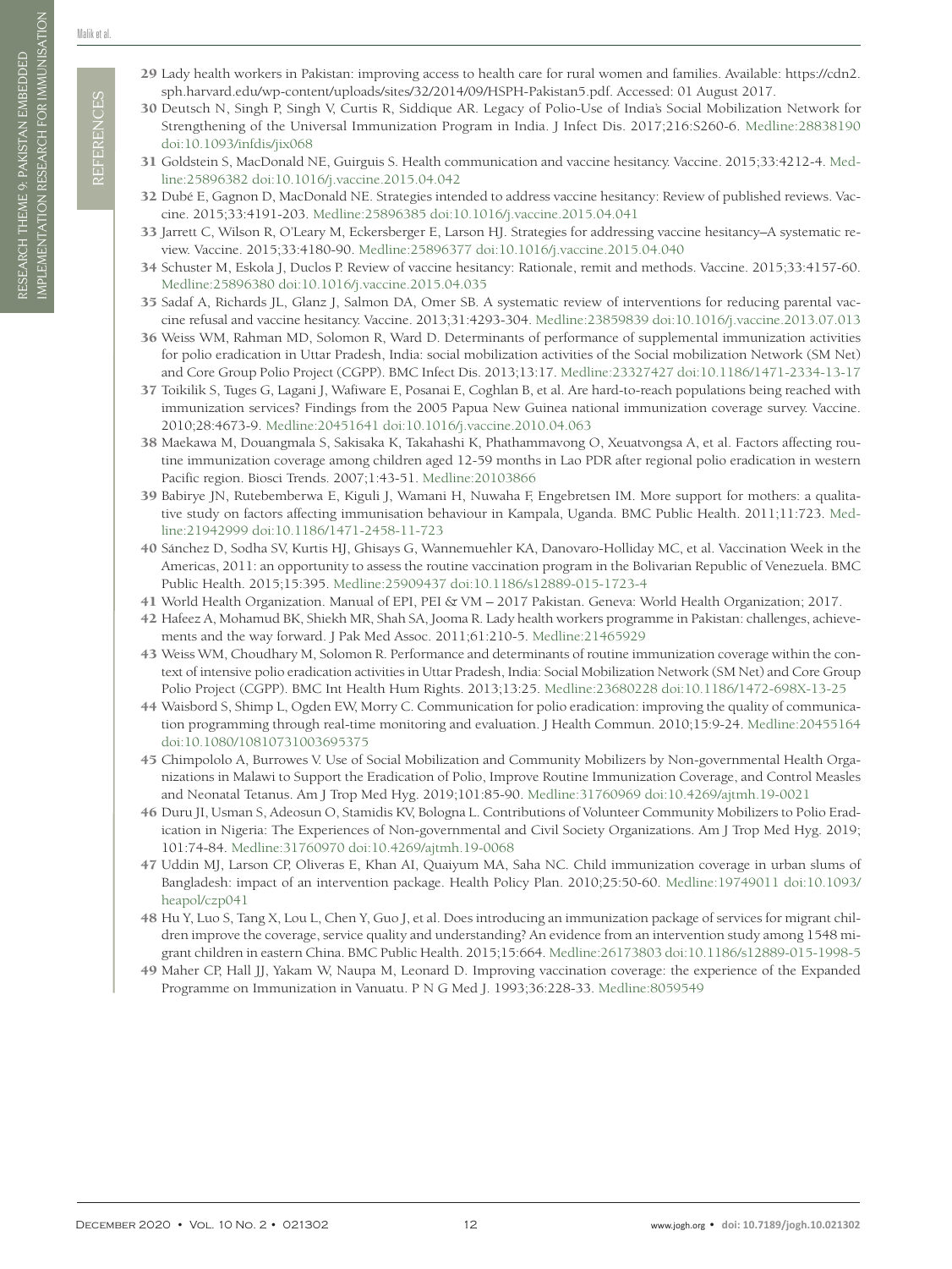29 Lady health workers in Pakistan: improving access to health care for rural women and families. Available: https://cdn2.sph.harvard.edu/wp-content/uploads/sites/32/2014/09/HSPH-Pakistan5.pdf. Accessed: 01 August 2017.

30 Deutsch N, Singh P, Singh V, Curtis R, Siddique AR. Legacy of Polio-Use of India's Social Mobilization Network for Strengthening of the Universal Immunization Program in India. J Infect Dis. 2017;216:S260-6. Medline:28838190 doi:10.1093/infdis/jix068

31 Goldstein S, MacDonald NE, Guirguis S. Health communication and vaccine hesitancy. Vaccine. 2015;33:4212-4. Medline:25896382 doi:10.1016/j.vaccine.2015.04.042

32 Dubé E, Gagnon D, MacDonald NE. Strategies intended to address vaccine hesitancy: Review of published reviews. Vaccine. 2015;33:4191-203. Medline:25896385 doi:10.1016/j.vaccine.2015.04.041

33 Jarrett C, Wilson R, O'Leary M, Eckersberger E, Larson HJ. Strategies for addressing vaccine hesitancy–A systematic review. Vaccine. 2015;33:4180-90. Medline:25896377 doi:10.1016/j.vaccine.2015.04.040

34 Schuster M, Eskola J, Duclos P. Review of vaccine hesitancy: Rationale, remit and methods. Vaccine. 2015;33:4157-60. Medline:25896380 doi:10.1016/j.vaccine.2015.04.035

35 Sadaf A, Richards JL, Glanz J, Salmon DA, Omer SB. A systematic review of interventions for reducing parental vaccine refusal and vaccine hesitancy. Vaccine. 2013;31:4293-304. Medline:23859839 doi:10.1016/j.vaccine.2013.07.013

36 Weiss WM, Rahman MD, Solomon R, Ward D. Determinants of performance of supplemental immunization activities for polio eradication in Uttar Pradesh, India: social mobilization activities of the Social mobilization Network (SM Net) and Core Group Polio Project (CGPP). BMC Infect Dis. 2013;13:17. Medline:23327427 doi:10.1186/1471-2334-13-17

37 Toikilik S, Tuges G, Lagani J, Wafiware E, Posanai E, Coghlan B, et al. Are hard-to-reach populations being reached with immunization services? Findings from the 2005 Papua New Guinea national immunization coverage survey. Vaccine. 2010;28:4673-9. Medline:20451641 doi:10.1016/j.vaccine.2010.04.063

38 Maekawa M, Douangmala S, Sakisaka K, Takahashi K, Phathammavong O, Xeuatvongsa A, et al. Factors affecting routine immunization coverage among children aged 12-59 months in Lao PDR after regional polio eradication in western Pacific region. Biosci Trends. 2007;1:43-51. Medline:20103866

39 Babirye JN, Rutebemberwa E, Kiguli J, Wamani H, Nuwaha F, Engebretsen IM. More support for mothers: a qualitative study on factors affecting immunisation behaviour in Kampala, Uganda. BMC Public Health. 2011;11:723. Medline:21942999 doi:10.1186/1471-2458-11-723

40 Sánchez D, Sodha SV, Kurtis HJ, Ghisays G, Wannemuehler KA, Danovaro-Holliday MC, et al. Vaccination Week in the Americas, 2011: an opportunity to assess the routine vaccination program in the Bolivarian Republic of Venezuela. BMC Public Health. 2015;15:395. Medline:25909437 doi:10.1186/s12889-015-1723-4

41 World Health Organization. Manual of EPI, PEI & VM – 2017 Pakistan. Geneva: World Health Organization; 2017.

42 Hafeez A, Mohamud BK, Shiekh MR, Shah SA, Jooma R. Lady health workers programme in Pakistan: challenges, achievements and the way forward. J Pak Med Assoc. 2011;61:210-5. Medline:21465929

43 Weiss WM, Choudhary M, Solomon R. Performance and determinants of routine immunization coverage within the context of intensive polio eradication activities in Uttar Pradesh, India: Social Mobilization Network (SM Net) and Core Group Polio Project (CGPP). BMC Int Health Hum Rights. 2013;13:25. Medline:23680228 doi:10.1186/1472-698X-13-25

44 Waisbord S, Shimp L, Ogden EW, Morry C. Communication for polio eradication: improving the quality of communication programming through real-time monitoring and evaluation. J Health Commun. 2010;15:9-24. Medline:20455164 doi:10.1080/10810731003695375

45 Chimpololo A, Burrowes V. Use of Social Mobilization and Community Mobilizers by Non-governmental Health Organizations in Malawi to Support the Eradication of Polio, Improve Routine Immunization Coverage, and Control Measles and Neonatal Tetanus. Am J Trop Med Hyg. 2019;101:85-90. Medline:31760969 doi:10.4269/ajtmh.19-0021

46 Duru JI, Usman S, Adeosun O, Stamidis KV, Bologna L. Contributions of Volunteer Community Mobilizers to Polio Eradication in Nigeria: The Experiences of Non-governmental and Civil Society Organizations. Am J Trop Med Hyg. 2019; 101:74-84. Medline:31760970 doi:10.4269/ajtmh.19-0068

47 Uddin MJ, Larson CP, Oliveras E, Khan AI, Quaiyum MA, Saha NC. Child immunization coverage in urban slums of Bangladesh: impact of an intervention package. Health Policy Plan. 2010;25:50-60. Medline:19749011 doi:10.1093/heapol/czp041

48 Hu Y, Luo S, Tang X, Lou L, Chen Y, Guo J, et al. Does introducing an immunization package of services for migrant children improve the coverage, service quality and understanding? An evidence from an intervention study among 1548 migrant children in eastern China. BMC Public Health. 2015;15:664. Medline:26173803 doi:10.1186/s12889-015-1998-5

49 Maher CP, Hall JJ, Yakam W, Naupa M, Leonard D. Improving vaccination coverage: the experience of the Expanded Programme on Immunization in Vanuatu. P N G Med J. 1993;36:228-33. Medline:8059549